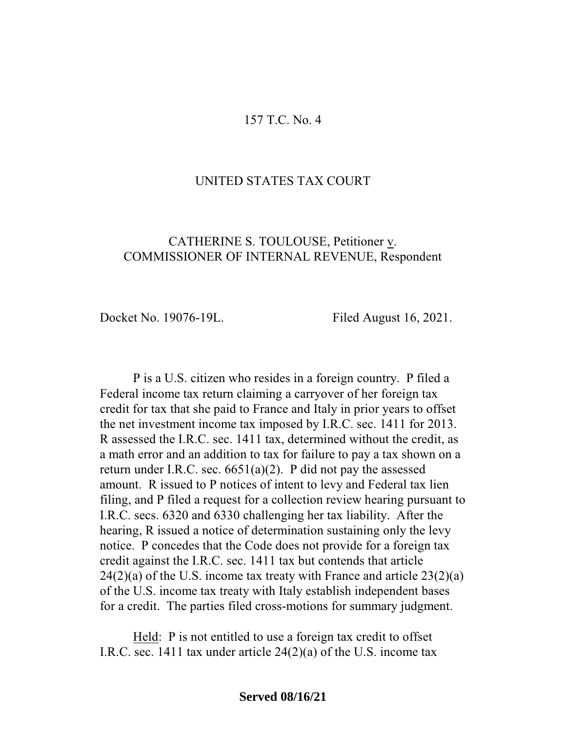157 T.C. No. 4

UNITED STATES TAX COURT

CATHERINE S. TOULOUSE, Petitioner v. COMMISSIONER OF INTERNAL REVENUE, Respondent

Docket No. 19076-19L. Filed August 16, 2021.

P is a U.S. citizen who resides in a foreign country. P filed a Federal income tax return claiming a carryover of her foreign tax credit for tax that she paid to France and Italy in prior years to offset the net investment income tax imposed by I.R.C. sec. 1411 for 2013. R assessed the I.R.C. sec. 1411 tax, determined without the credit, as a math error and an addition to tax for failure to pay a tax shown on a return under I.R.C. sec. 6651(a)(2). P did not pay the assessed amount. R issued to P notices of intent to levy and Federal tax lien filing, and P filed a request for a collection review hearing pursuant to I.R.C. secs. 6320 and 6330 challenging her tax liability. After the hearing, R issued a notice of determination sustaining only the levy notice. P concedes that the Code does not provide for a foreign tax credit against the I.R.C. sec. 1411 tax but contends that article 24(2)(a) of the U.S. income tax treaty with France and article 23(2)(a) of the U.S. income tax treaty with Italy establish independent bases for a credit. The parties filed cross-motions for summary judgment.

Held: P is not entitled to use a foreign tax credit to offset I.R.C. sec. 1411 tax under article 24(2)(a) of the U.S. income tax

**Served 08/16/21**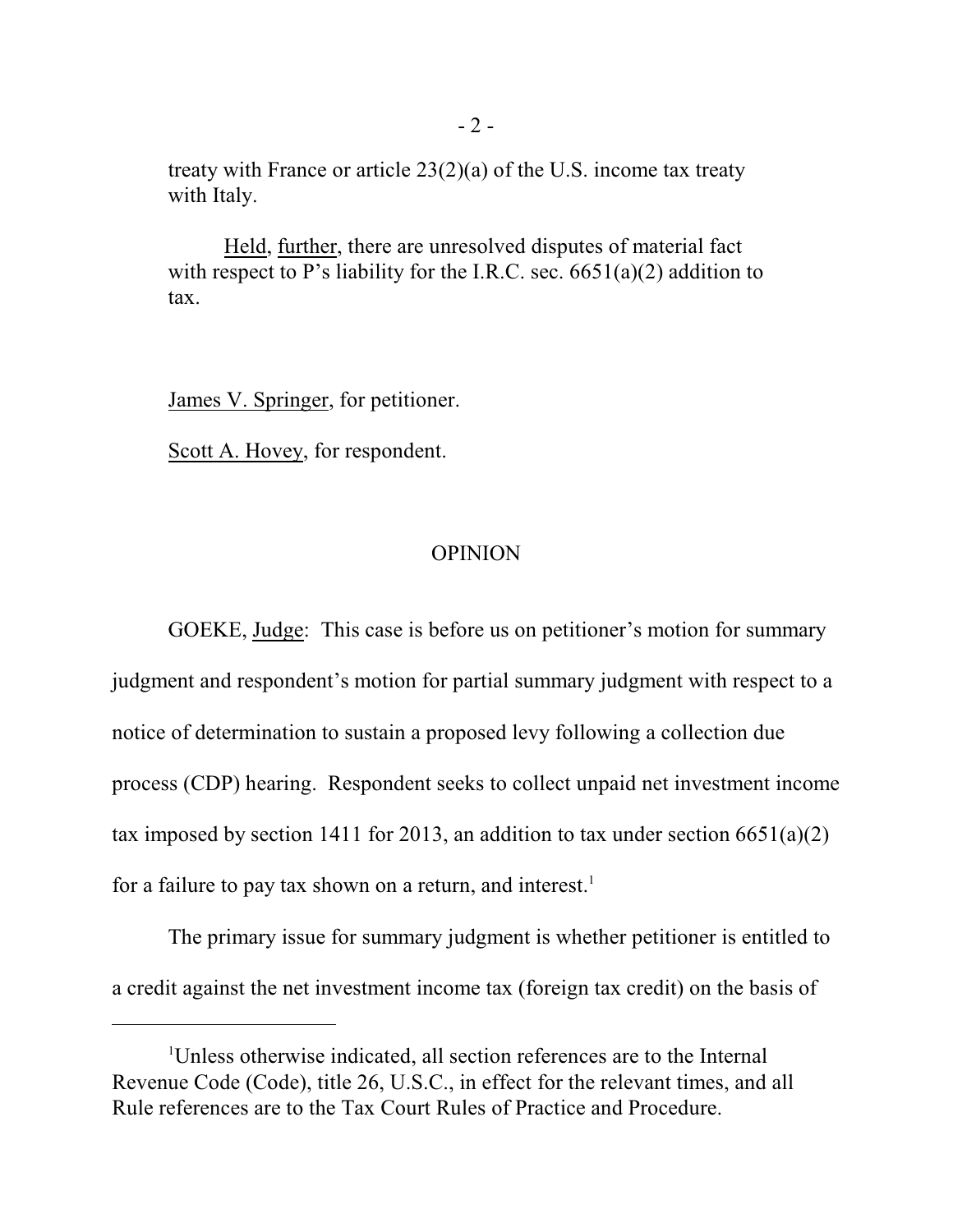treaty with France or article 23(2)(a) of the U.S. income tax treaty with Italy.

Held, further, there are unresolved disputes of material fact with respect to P's liability for the I.R.C. sec. 6651(a)(2) addition to tax.

James V. Springer, for petitioner.

Scott A. Hovey, for respondent.

## OPINION

GOEKE, Judge: This case is before us on petitioner's motion for summary judgment and respondent's motion for partial summary judgment with respect to a notice of determination to sustain a proposed levy following a collection due process (CDP) hearing. Respondent seeks to collect unpaid net investment income tax imposed by section 1411 for 2013, an addition to tax under section 6651(a)(2) for a failure to pay tax shown on a return, and interest.[1]

The primary issue for summary judgment is whether petitioner is entitled to a credit against the net investment income tax (foreign tax credit) on the basis of

[1] Unless otherwise indicated, all section references are to the Internal Revenue Code (Code), title 26, U.S.C., in effect for the relevant times, and all Rule references are to the Tax Court Rules of Practice and Procedure.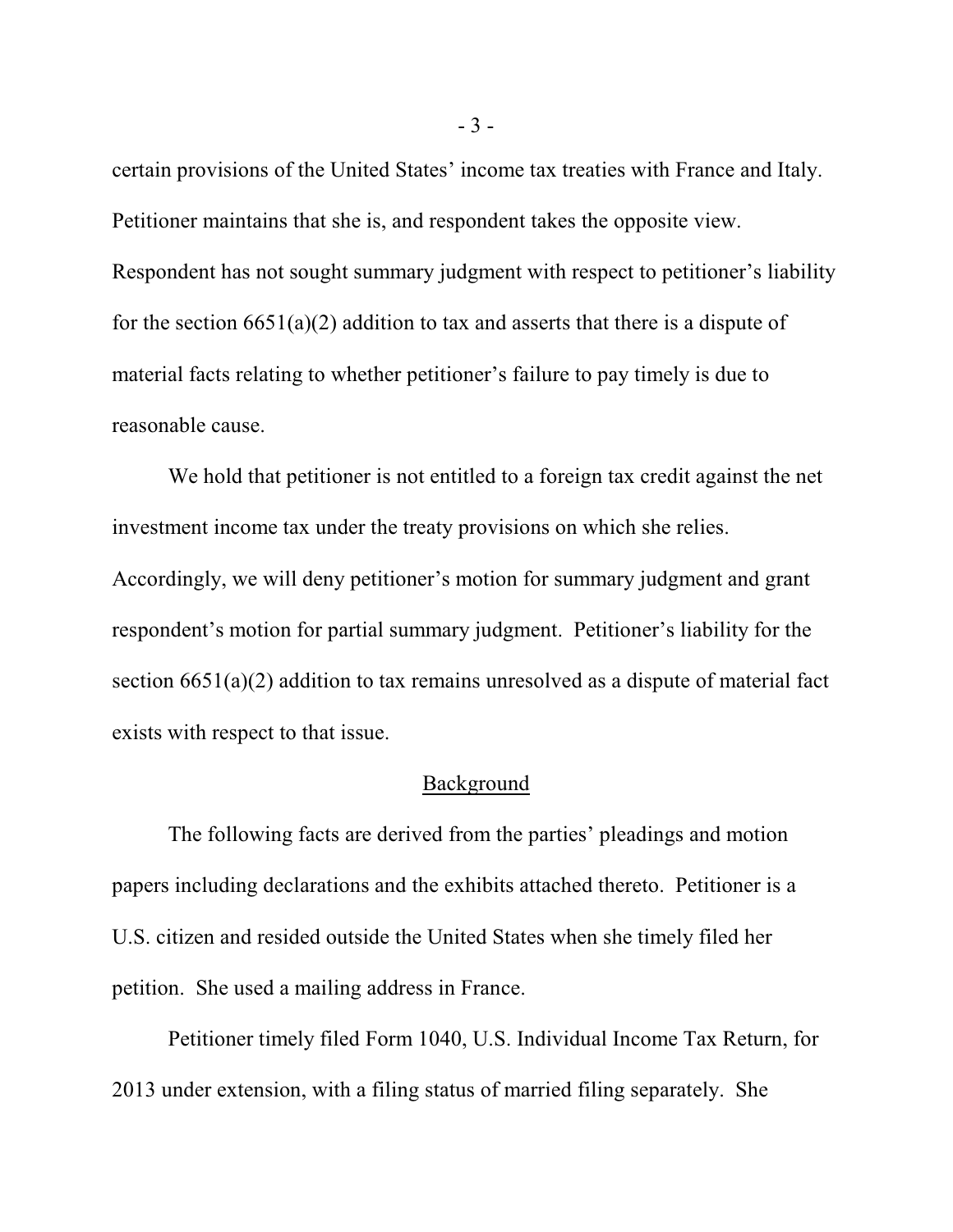certain provisions of the United States' income tax treaties with France and Italy. Petitioner maintains that she is, and respondent takes the opposite view. Respondent has not sought summary judgment with respect to petitioner's liability for the section 6651(a)(2) addition to tax and asserts that there is a dispute of material facts relating to whether petitioner's failure to pay timely is due to reasonable cause.

We hold that petitioner is not entitled to a foreign tax credit against the net investment income tax under the treaty provisions on which she relies. Accordingly, we will deny petitioner's motion for summary judgment and grant respondent's motion for partial summary judgment. Petitioner's liability for the section 6651(a)(2) addition to tax remains unresolved as a dispute of material fact exists with respect to that issue.

## Background

The following facts are derived from the parties' pleadings and motion papers including declarations and the exhibits attached thereto. Petitioner is a U.S. citizen and resided outside the United States when she timely filed her petition. She used a mailing address in France.

Petitioner timely filed Form 1040, U.S. Individual Income Tax Return, for 2013 under extension, with a filing status of married filing separately. She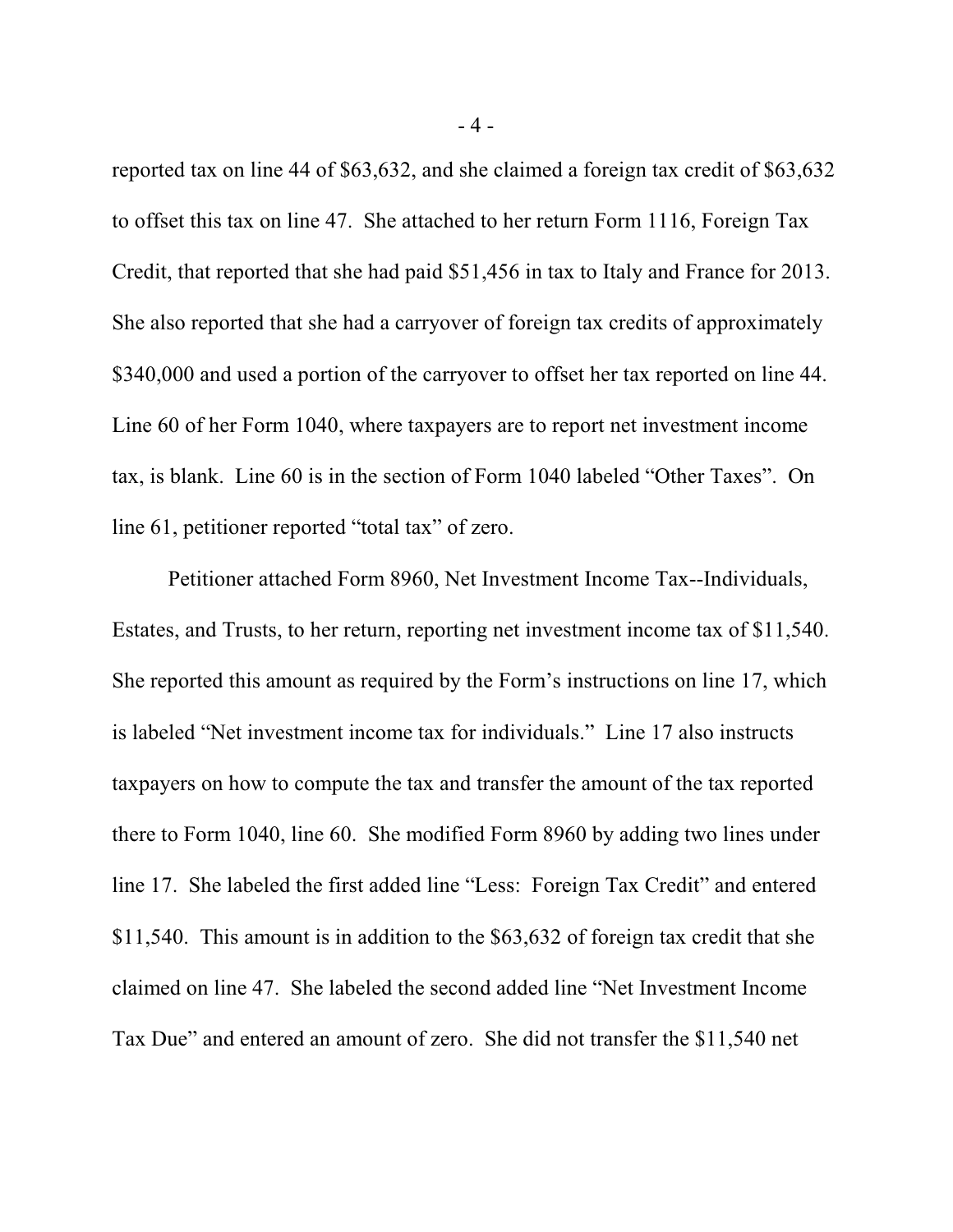reported tax on line 44 of $63,632, and she claimed a foreign tax credit of $63,632 to offset this tax on line 47. She attached to her return Form 1116, Foreign Tax Credit, that reported that she had paid $51,456 in tax to Italy and France for 2013. She also reported that she had a carryover of foreign tax credits of approximately $340,000 and used a portion of the carryover to offset her tax reported on line 44. Line 60 of her Form 1040, where taxpayers are to report net investment income tax, is blank. Line 60 is in the section of Form 1040 labeled "Other Taxes". On line 61, petitioner reported "total tax" of zero.

Petitioner attached Form 8960, Net Investment Income Tax--Individuals, Estates, and Trusts, to her return, reporting net investment income tax of $11,540. She reported this amount as required by the Form's instructions on line 17, which is labeled "Net investment income tax for individuals." Line 17 also instructs taxpayers on how to compute the tax and transfer the amount of the tax reported there to Form 1040, line 60. She modified Form 8960 by adding two lines under line 17. She labeled the first added line "Less: Foreign Tax Credit" and entered $11,540. This amount is in addition to the $63,632 of foreign tax credit that she claimed on line 47. She labeled the second added line "Net Investment Income Tax Due" and entered an amount of zero. She did not transfer the $11,540 net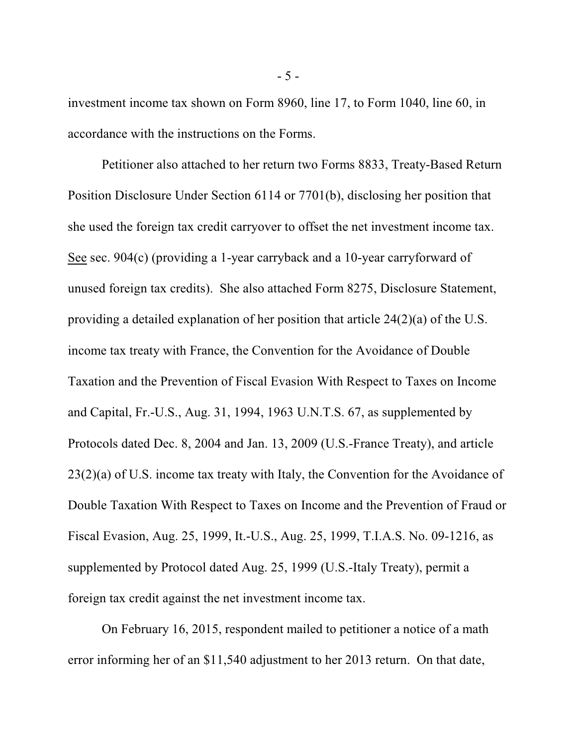investment income tax shown on Form 8960, line 17, to Form 1040, line 60, in accordance with the instructions on the Forms.

Petitioner also attached to her return two Forms 8833, Treaty-Based Return Position Disclosure Under Section 6114 or 7701(b), disclosing her position that she used the foreign tax credit carryover to offset the net investment income tax. See sec. 904(c) (providing a 1-year carryback and a 10-year carryforward of unused foreign tax credits). She also attached Form 8275, Disclosure Statement, providing a detailed explanation of her position that article 24(2)(a) of the U.S. income tax treaty with France, the Convention for the Avoidance of Double Taxation and the Prevention of Fiscal Evasion With Respect to Taxes on Income and Capital, Fr.-U.S., Aug. 31, 1994, 1963 U.N.T.S. 67, as supplemented by Protocols dated Dec. 8, 2004 and Jan. 13, 2009 (U.S.-France Treaty), and article 23(2)(a) of U.S. income tax treaty with Italy, the Convention for the Avoidance of Double Taxation With Respect to Taxes on Income and the Prevention of Fraud or Fiscal Evasion, Aug. 25, 1999, It.-U.S., Aug. 25, 1999, T.I.A.S. No. 09-1216, as supplemented by Protocol dated Aug. 25, 1999 (U.S.-Italy Treaty), permit a foreign tax credit against the net investment income tax.

On February 16, 2015, respondent mailed to petitioner a notice of a math error informing her of an $11,540 adjustment to her 2013 return. On that date,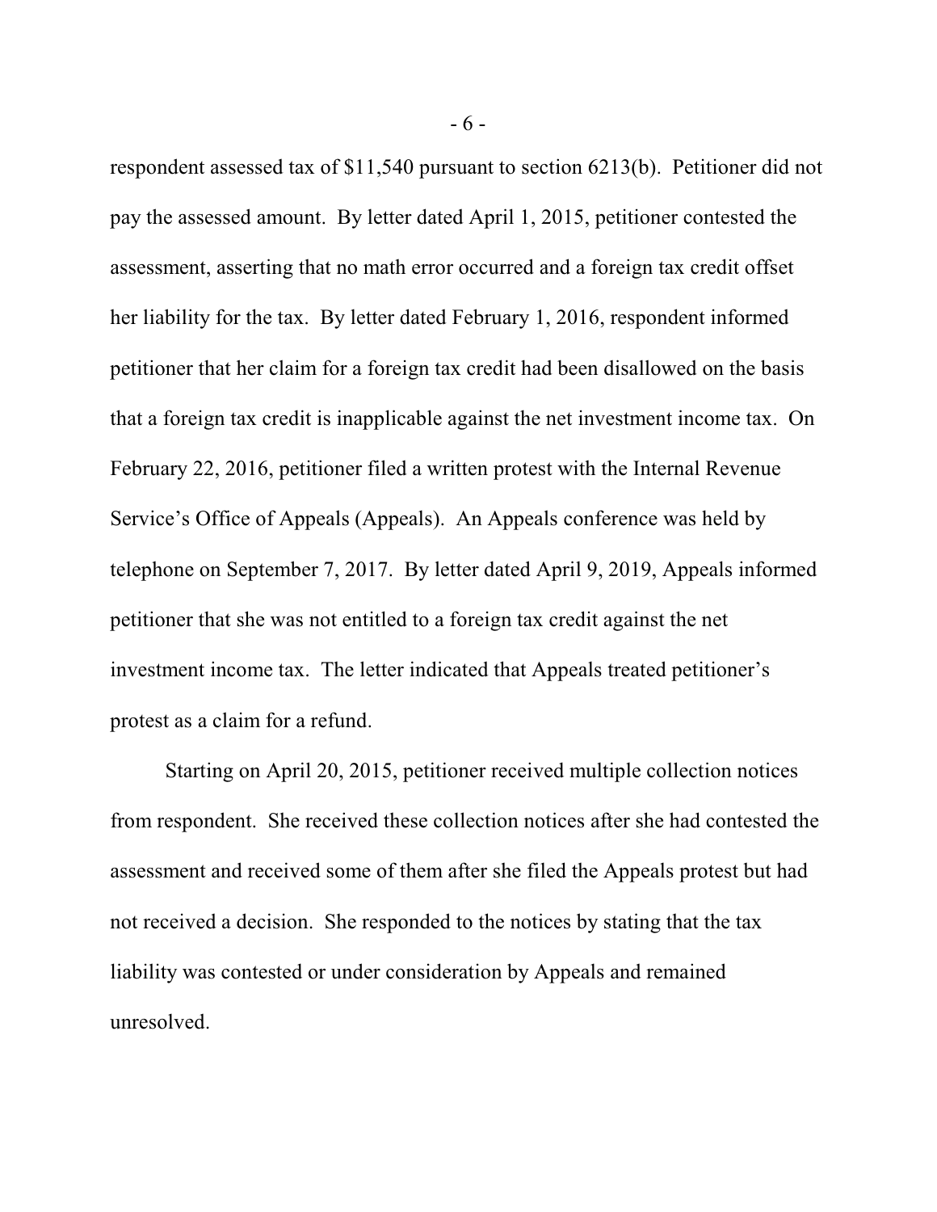respondent assessed tax of $11,540 pursuant to section 6213(b). Petitioner did not pay the assessed amount. By letter dated April 1, 2015, petitioner contested the assessment, asserting that no math error occurred and a foreign tax credit offset her liability for the tax. By letter dated February 1, 2016, respondent informed petitioner that her claim for a foreign tax credit had been disallowed on the basis that a foreign tax credit is inapplicable against the net investment income tax. On February 22, 2016, petitioner filed a written protest with the Internal Revenue Service's Office of Appeals (Appeals). An Appeals conference was held by telephone on September 7, 2017. By letter dated April 9, 2019, Appeals informed petitioner that she was not entitled to a foreign tax credit against the net investment income tax. The letter indicated that Appeals treated petitioner's protest as a claim for a refund.

Starting on April 20, 2015, petitioner received multiple collection notices from respondent. She received these collection notices after she had contested the assessment and received some of them after she filed the Appeals protest but had not received a decision. She responded to the notices by stating that the tax liability was contested or under consideration by Appeals and remained unresolved.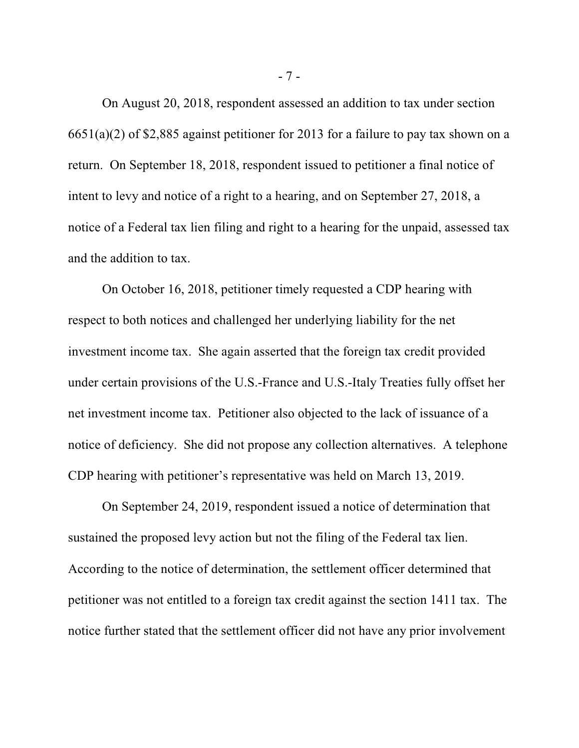On August 20, 2018, respondent assessed an addition to tax under section 6651(a)(2) of $2,885 against petitioner for 2013 for a failure to pay tax shown on a return. On September 18, 2018, respondent issued to petitioner a final notice of intent to levy and notice of a right to a hearing, and on September 27, 2018, a notice of a Federal tax lien filing and right to a hearing for the unpaid, assessed tax and the addition to tax.

On October 16, 2018, petitioner timely requested a CDP hearing with respect to both notices and challenged her underlying liability for the net investment income tax. She again asserted that the foreign tax credit provided under certain provisions of the U.S.-France and U.S.-Italy Treaties fully offset her net investment income tax. Petitioner also objected to the lack of issuance of a notice of deficiency. She did not propose any collection alternatives. A telephone CDP hearing with petitioner's representative was held on March 13, 2019.

On September 24, 2019, respondent issued a notice of determination that sustained the proposed levy action but not the filing of the Federal tax lien. According to the notice of determination, the settlement officer determined that petitioner was not entitled to a foreign tax credit against the section 1411 tax. The notice further stated that the settlement officer did not have any prior involvement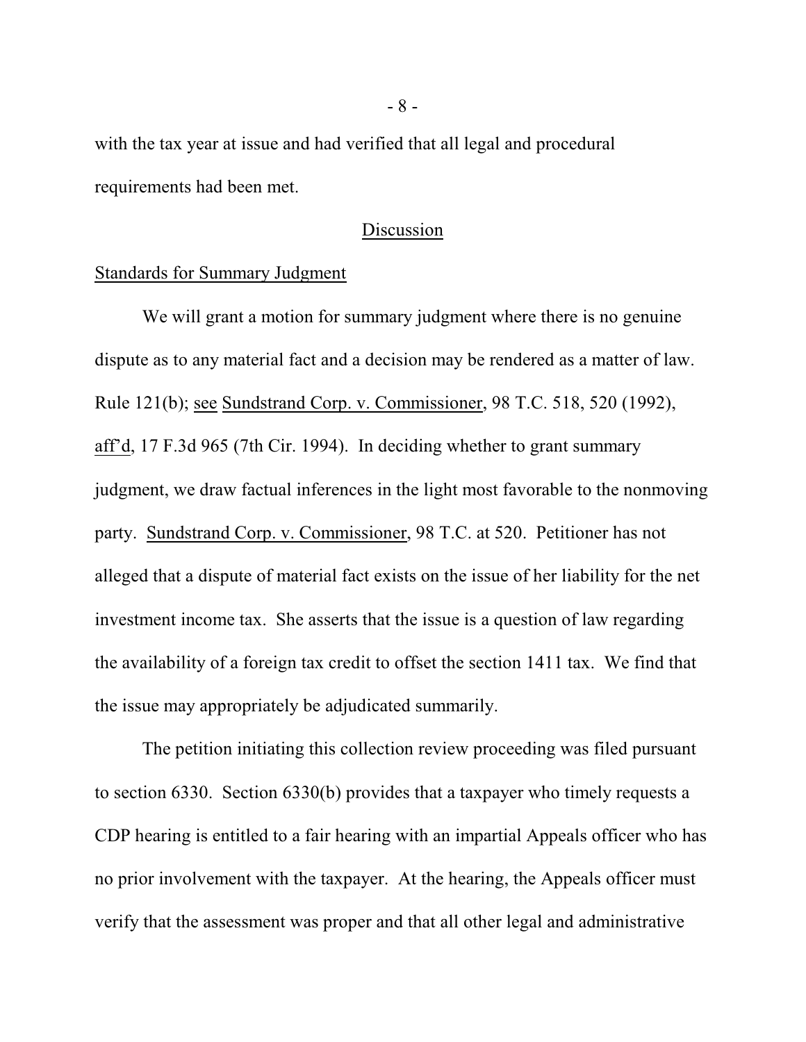with the tax year at issue and had verified that all legal and procedural requirements had been met.

## Discussion

### Standards for Summary Judgment

We will grant a motion for summary judgment where there is no genuine dispute as to any material fact and a decision may be rendered as a matter of law. Rule 121(b); see Sundstrand Corp. v. Commissioner, 98 T.C. 518, 520 (1992), aff'd, 17 F.3d 965 (7th Cir. 1994). In deciding whether to grant summary judgment, we draw factual inferences in the light most favorable to the nonmoving party. Sundstrand Corp. v. Commissioner, 98 T.C. at 520. Petitioner has not alleged that a dispute of material fact exists on the issue of her liability for the net investment income tax. She asserts that the issue is a question of law regarding the availability of a foreign tax credit to offset the section 1411 tax. We find that the issue may appropriately be adjudicated summarily.

The petition initiating this collection review proceeding was filed pursuant to section 6330. Section 6330(b) provides that a taxpayer who timely requests a CDP hearing is entitled to a fair hearing with an impartial Appeals officer who has no prior involvement with the taxpayer. At the hearing, the Appeals officer must verify that the assessment was proper and that all other legal and administrative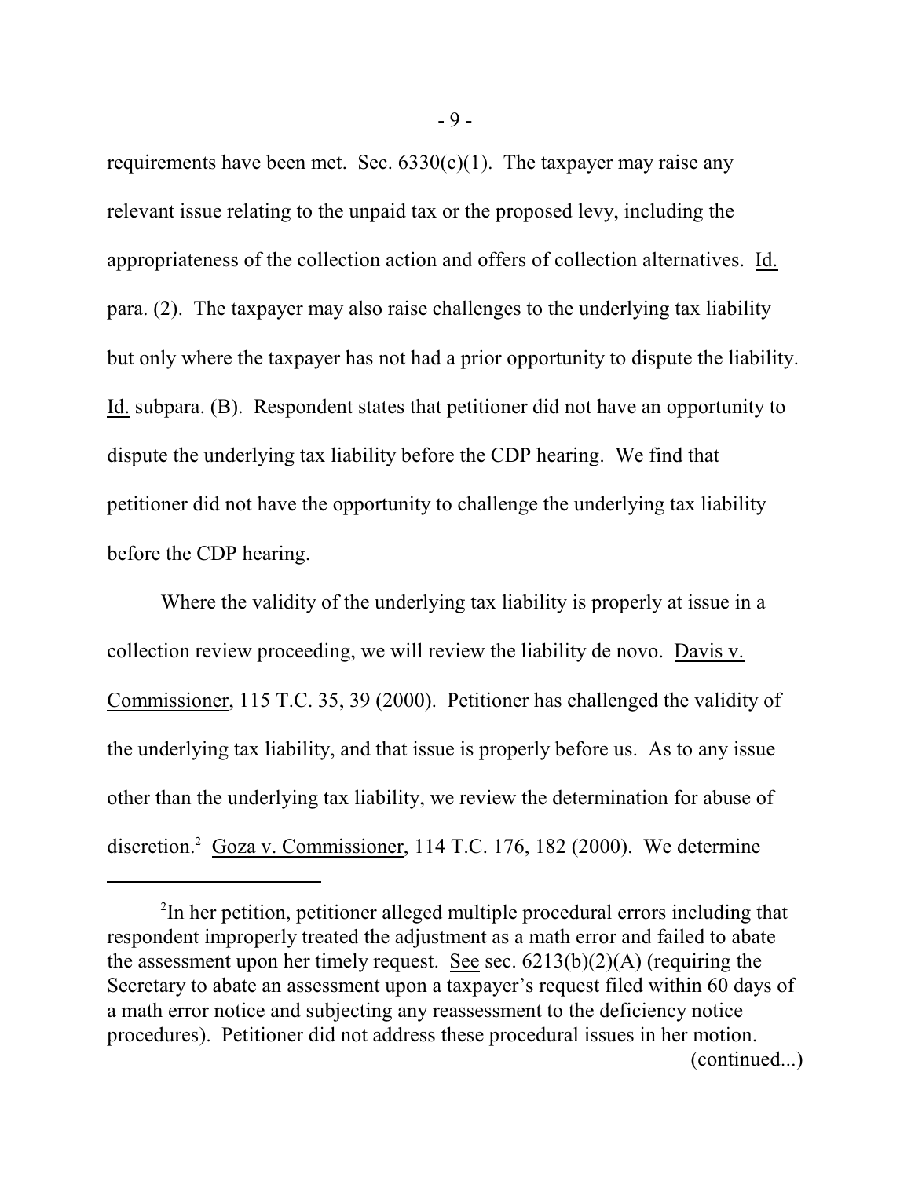requirements have been met. Sec. 6330(c)(1). The taxpayer may raise any relevant issue relating to the unpaid tax or the proposed levy, including the appropriateness of the collection action and offers of collection alternatives. Id. para. (2). The taxpayer may also raise challenges to the underlying tax liability but only where the taxpayer has not had a prior opportunity to dispute the liability. Id. subpara. (B). Respondent states that petitioner did not have an opportunity to dispute the underlying tax liability before the CDP hearing. We find that petitioner did not have the opportunity to challenge the underlying tax liability before the CDP hearing.

Where the validity of the underlying tax liability is properly at issue in a collection review proceeding, we will review the liability de novo. Davis v. Commissioner, 115 T.C. 35, 39 (2000). Petitioner has challenged the validity of the underlying tax liability, and that issue is properly before us. As to any issue other than the underlying tax liability, we review the determination for abuse of discretion.[2] Goza v. Commissioner, 114 T.C. 176, 182 (2000). We determine

---

[2]In her petition, petitioner alleged multiple procedural errors including that respondent improperly treated the adjustment as a math error and failed to abate the assessment upon her timely request. See sec. 6213(b)(2)(A) (requiring the Secretary to abate an assessment upon a taxpayer's request filed within 60 days of a math error notice and subjecting any reassessment to the deficiency notice procedures). Petitioner did not address these procedural issues in her motion.

(continued...)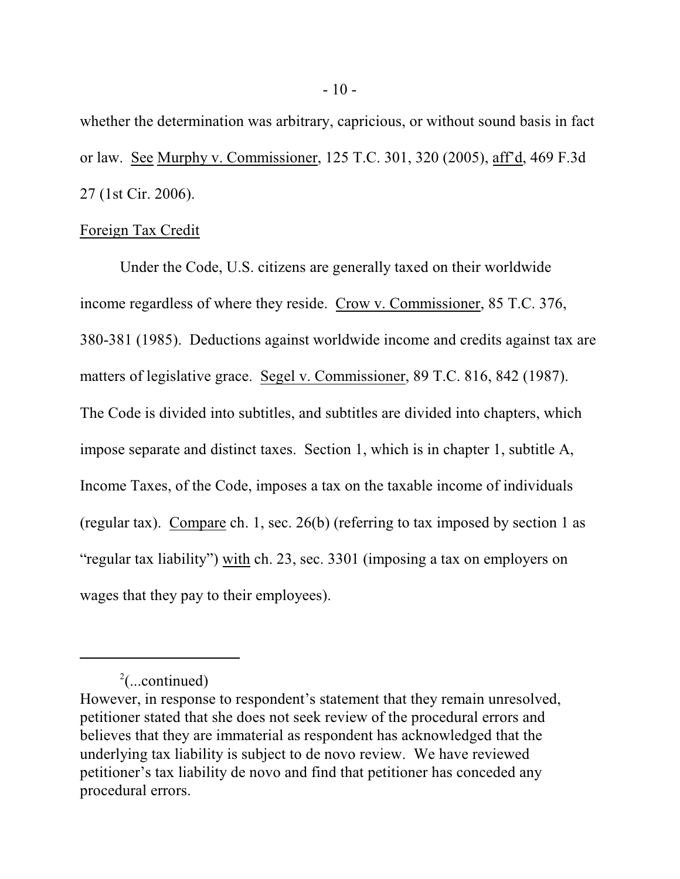whether the determination was arbitrary, capricious, or without sound basis in fact or law. See Murphy v. Commissioner, 125 T.C. 301, 320 (2005), aff'd, 469 F.3d 27 (1st Cir. 2006).

Foreign Tax Credit

Under the Code, U.S. citizens are generally taxed on their worldwide income regardless of where they reside. Crow v. Commissioner, 85 T.C. 376, 380-381 (1985). Deductions against worldwide income and credits against tax are matters of legislative grace. Segel v. Commissioner, 89 T.C. 816, 842 (1987). The Code is divided into subtitles, and subtitles are divided into chapters, which impose separate and distinct taxes. Section 1, which is in chapter 1, subtitle A, Income Taxes, of the Code, imposes a tax on the taxable income of individuals (regular tax). Compare ch. 1, sec. 26(b) (referring to tax imposed by section 1 as "regular tax liability") with ch. 23, sec. 3301 (imposing a tax on employers on wages that they pay to their employees).

---

[2](...continued)
However, in response to respondent's statement that they remain unresolved, petitioner stated that she does not seek review of the procedural errors and believes that they are immaterial as respondent has acknowledged that the underlying tax liability is subject to de novo review. We have reviewed petitioner's tax liability de novo and find that petitioner has conceded any procedural errors.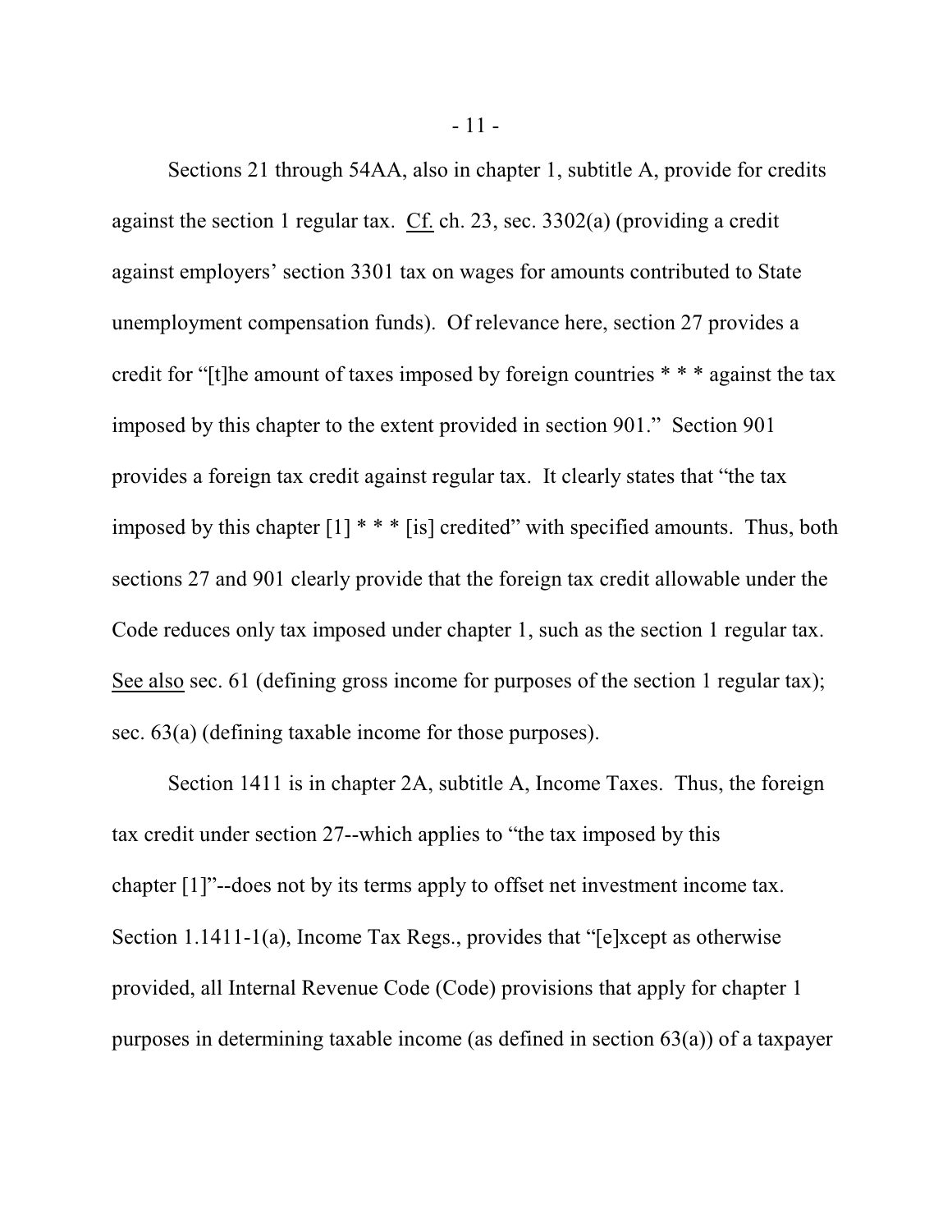Sections 21 through 54AA, also in chapter 1, subtitle A, provide for credits against the section 1 regular tax. Cf. ch. 23, sec. 3302(a) (providing a credit against employers' section 3301 tax on wages for amounts contributed to State unemployment compensation funds). Of relevance here, section 27 provides a credit for "[t]he amount of taxes imposed by foreign countries * * * against the tax imposed by this chapter to the extent provided in section 901." Section 901 provides a foreign tax credit against regular tax. It clearly states that "the tax imposed by this chapter [1] * * * [is] credited" with specified amounts. Thus, both sections 27 and 901 clearly provide that the foreign tax credit allowable under the Code reduces only tax imposed under chapter 1, such as the section 1 regular tax. See also sec. 61 (defining gross income for purposes of the section 1 regular tax); sec. 63(a) (defining taxable income for those purposes).

Section 1411 is in chapter 2A, subtitle A, Income Taxes. Thus, the foreign tax credit under section 27--which applies to "the tax imposed by this chapter [1]"--does not by its terms apply to offset net investment income tax. Section 1.1411-1(a), Income Tax Regs., provides that "[e]xcept as otherwise provided, all Internal Revenue Code (Code) provisions that apply for chapter 1 purposes in determining taxable income (as defined in section 63(a)) of a taxpayer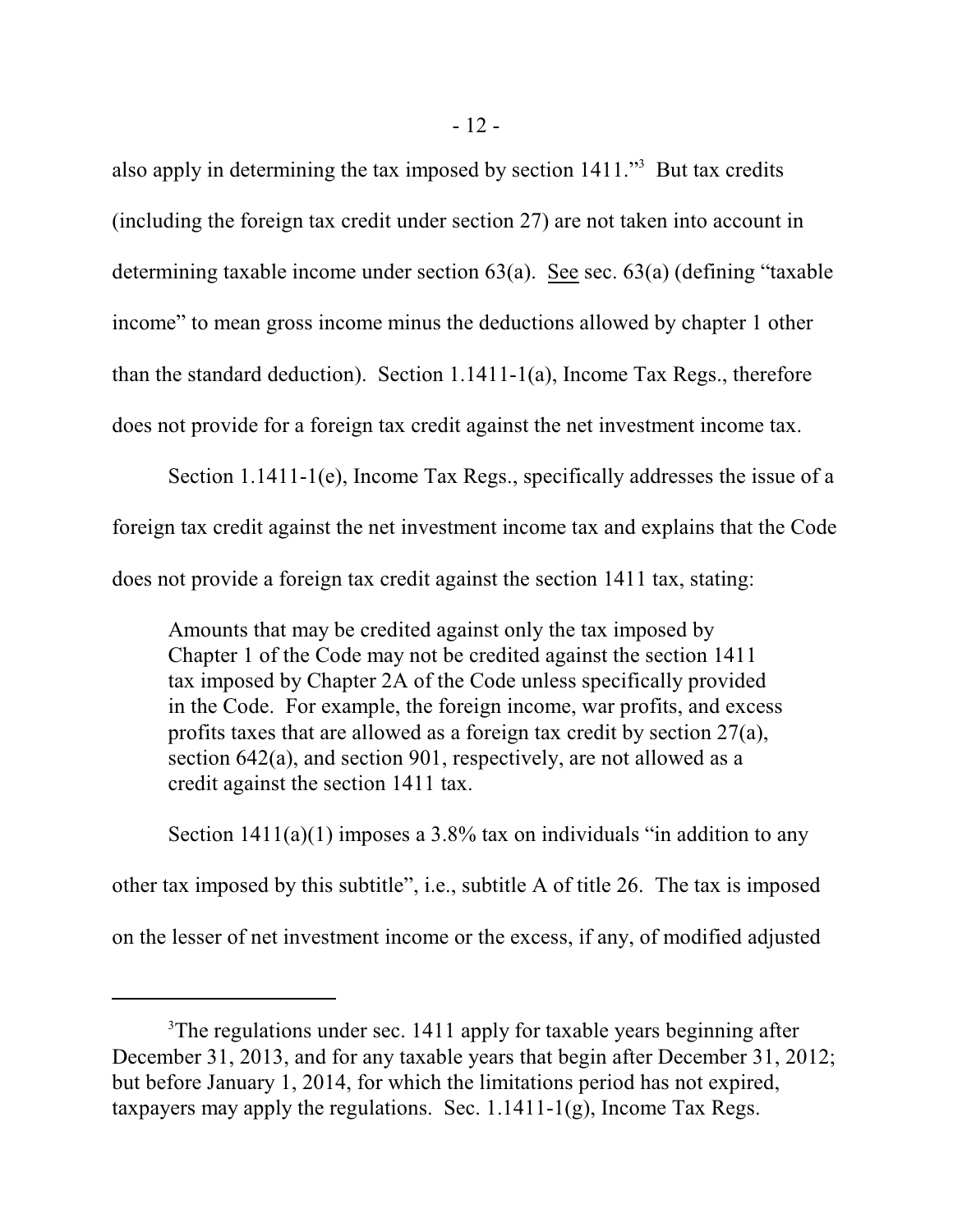also apply in determining the tax imposed by section 1411."[3] But tax credits (including the foreign tax credit under section 27) are not taken into account in determining taxable income under section 63(a). See sec. 63(a) (defining "taxable income" to mean gross income minus the deductions allowed by chapter 1 other than the standard deduction). Section 1.1411-1(a), Income Tax Regs., therefore does not provide for a foreign tax credit against the net investment income tax.

Section 1.1411-1(e), Income Tax Regs., specifically addresses the issue of a foreign tax credit against the net investment income tax and explains that the Code does not provide a foreign tax credit against the section 1411 tax, stating:

> Amounts that may be credited against only the tax imposed by Chapter 1 of the Code may not be credited against the section 1411 tax imposed by Chapter 2A of the Code unless specifically provided in the Code. For example, the foreign income, war profits, and excess profits taxes that are allowed as a foreign tax credit by section 27(a), section 642(a), and section 901, respectively, are not allowed as a credit against the section 1411 tax.

Section 1411(a)(1) imposes a 3.8% tax on individuals "in addition to any other tax imposed by this subtitle", i.e., subtitle A of title 26. The tax is imposed on the lesser of net investment income or the excess, if any, of modified adjusted

---

[3]The regulations under sec. 1411 apply for taxable years beginning after December 31, 2013, and for any taxable years that begin after December 31, 2012; but before January 1, 2014, for which the limitations period has not expired, taxpayers may apply the regulations. Sec. 1.1411-1(g), Income Tax Regs.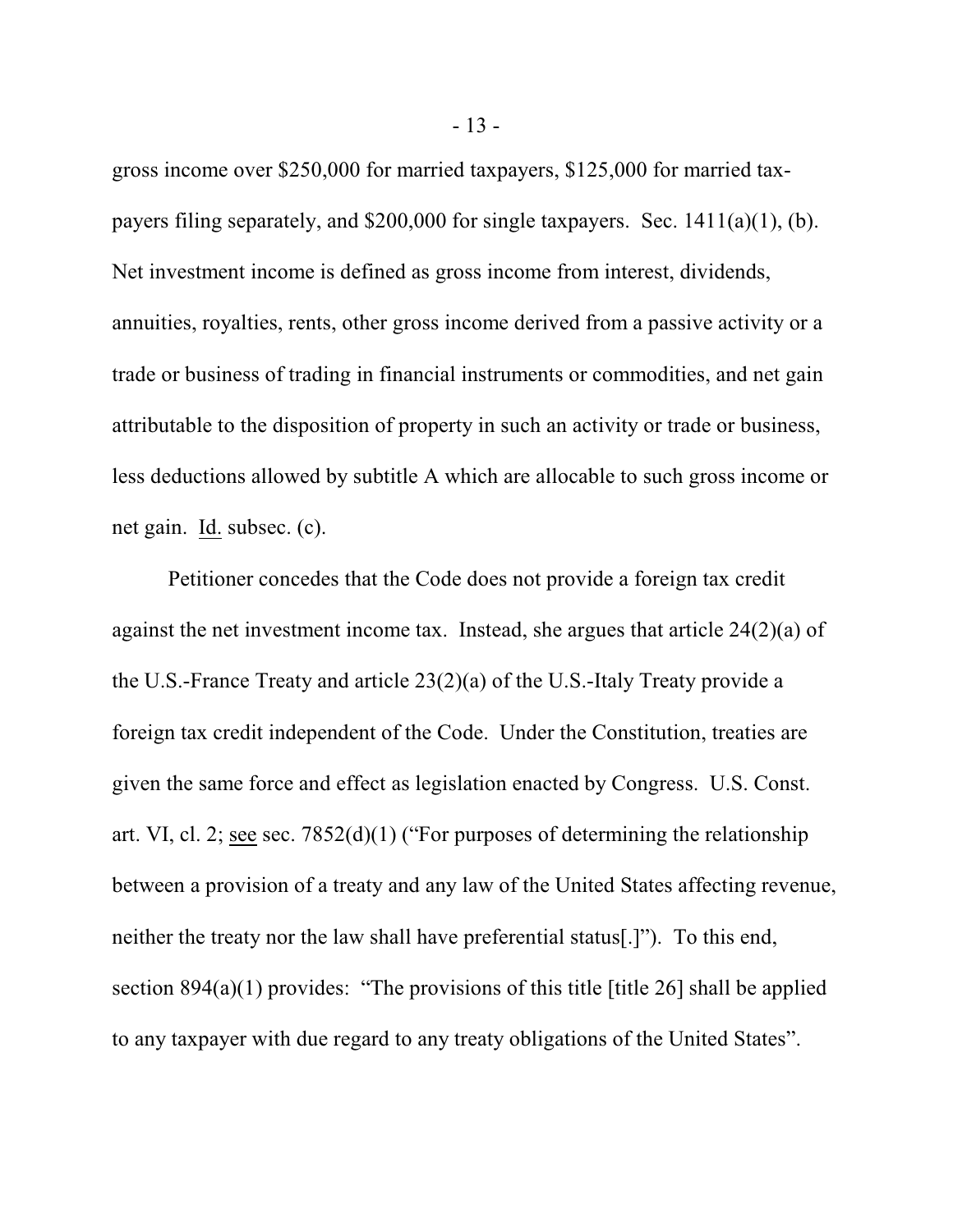gross income over $250,000 for married taxpayers, $125,000 for married tax-payers filing separately, and $200,000 for single taxpayers. Sec. 1411(a)(1), (b). Net investment income is defined as gross income from interest, dividends, annuities, royalties, rents, other gross income derived from a passive activity or a trade or business of trading in financial instruments or commodities, and net gain attributable to the disposition of property in such an activity or trade or business, less deductions allowed by subtitle A which are allocable to such gross income or net gain. Id. subsec. (c).

Petitioner concedes that the Code does not provide a foreign tax credit against the net investment income tax. Instead, she argues that article 24(2)(a) of the U.S.-France Treaty and article 23(2)(a) of the U.S.-Italy Treaty provide a foreign tax credit independent of the Code. Under the Constitution, treaties are given the same force and effect as legislation enacted by Congress. U.S. Const. art. VI, cl. 2; see sec. 7852(d)(1) ("For purposes of determining the relationship between a provision of a treaty and any law of the United States affecting revenue, neither the treaty nor the law shall have preferential status[.]"). To this end, section 894(a)(1) provides: "The provisions of this title [title 26] shall be applied to any taxpayer with due regard to any treaty obligations of the United States".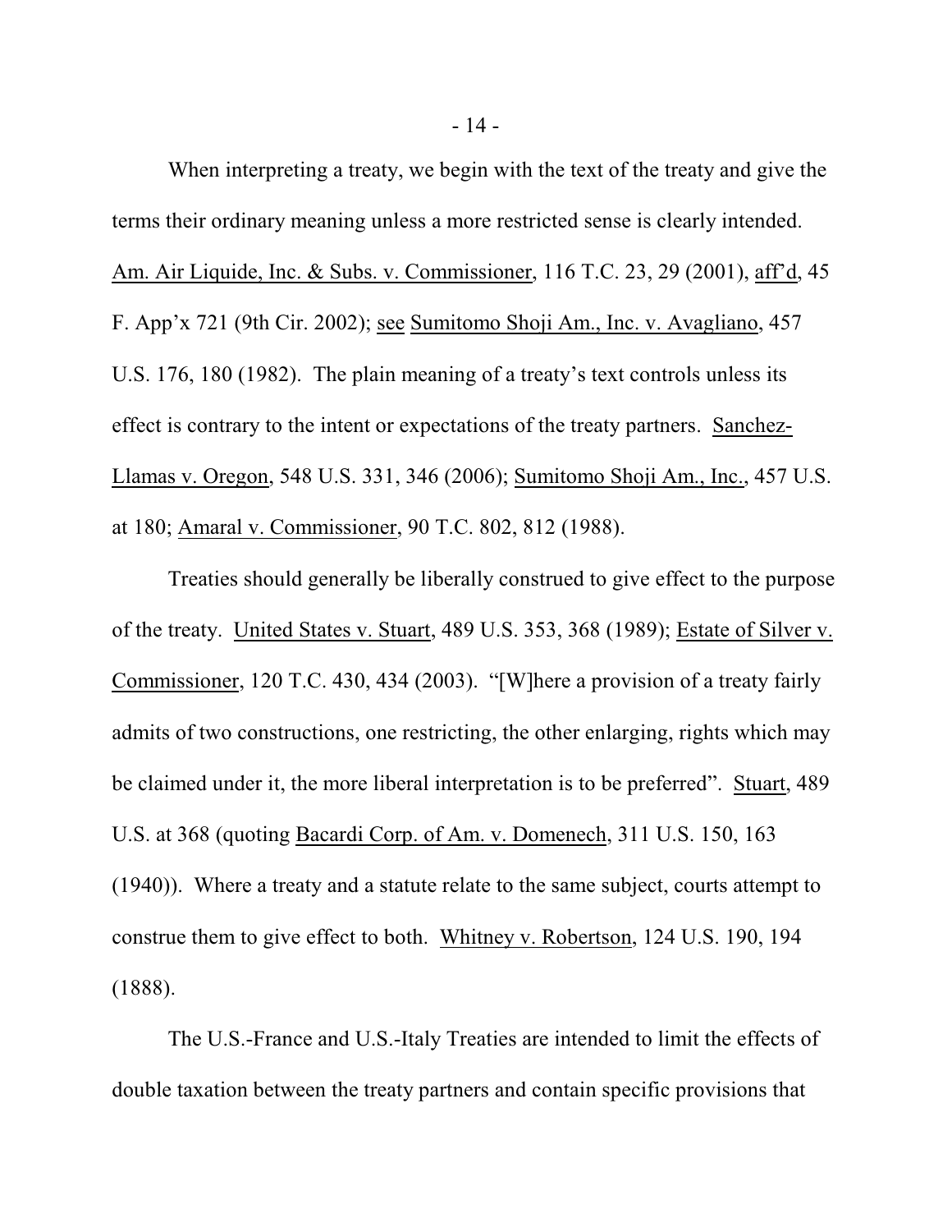When interpreting a treaty, we begin with the text of the treaty and give the terms their ordinary meaning unless a more restricted sense is clearly intended. Am. Air Liquide, Inc. & Subs. v. Commissioner, 116 T.C. 23, 29 (2001), aff'd, 45 F. App'x 721 (9th Cir. 2002); see Sumitomo Shoji Am., Inc. v. Avagliano, 457 U.S. 176, 180 (1982). The plain meaning of a treaty's text controls unless its effect is contrary to the intent or expectations of the treaty partners. Sanchez-Llamas v. Oregon, 548 U.S. 331, 346 (2006); Sumitomo Shoji Am., Inc., 457 U.S. at 180; Amaral v. Commissioner, 90 T.C. 802, 812 (1988).

Treaties should generally be liberally construed to give effect to the purpose of the treaty. United States v. Stuart, 489 U.S. 353, 368 (1989); Estate of Silver v. Commissioner, 120 T.C. 430, 434 (2003). "[W]here a provision of a treaty fairly admits of two constructions, one restricting, the other enlarging, rights which may be claimed under it, the more liberal interpretation is to be preferred". Stuart, 489 U.S. at 368 (quoting Bacardi Corp. of Am. v. Domenech, 311 U.S. 150, 163 (1940)). Where a treaty and a statute relate to the same subject, courts attempt to construe them to give effect to both. Whitney v. Robertson, 124 U.S. 190, 194 (1888).

The U.S.-France and U.S.-Italy Treaties are intended to limit the effects of double taxation between the treaty partners and contain specific provisions that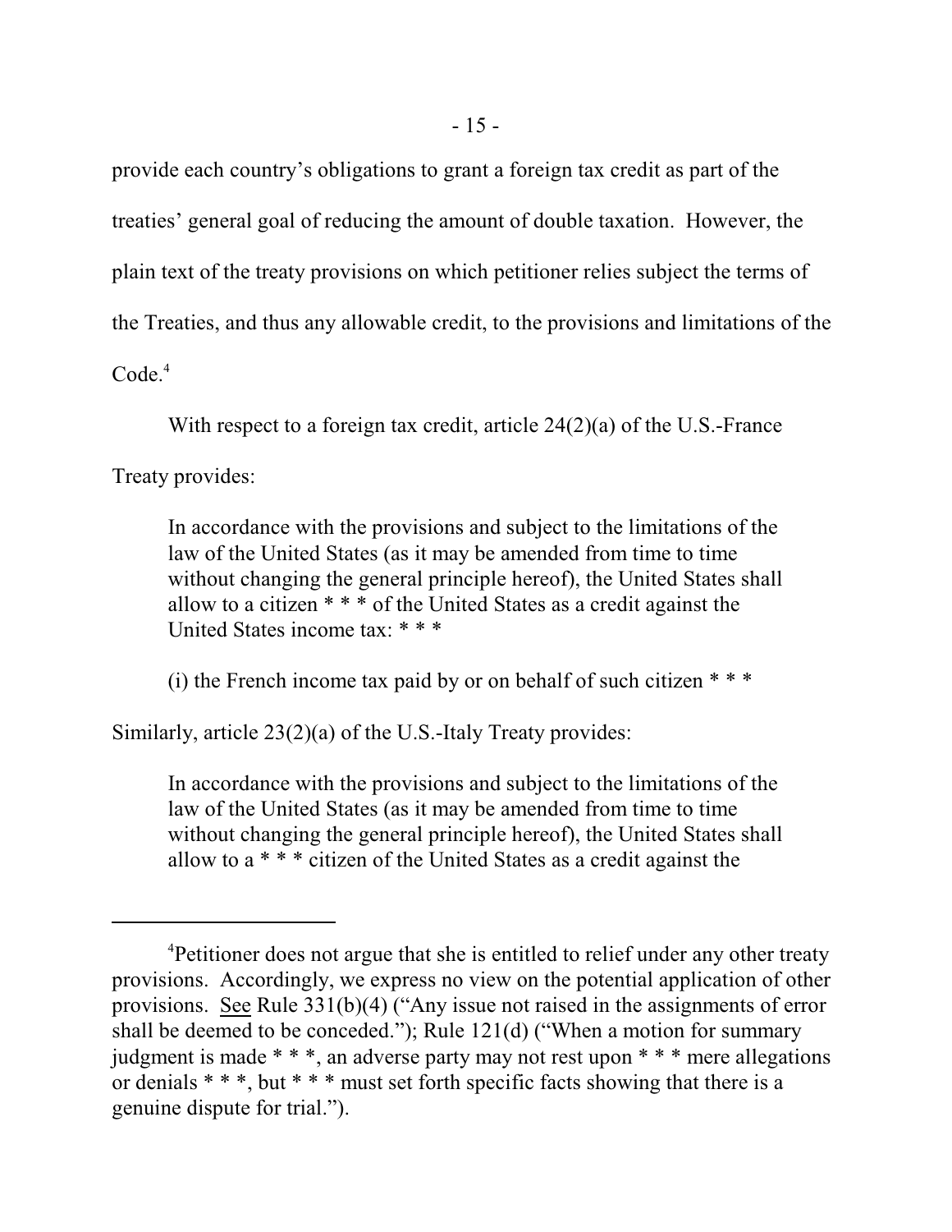provide each country's obligations to grant a foreign tax credit as part of the treaties' general goal of reducing the amount of double taxation. However, the plain text of the treaty provisions on which petitioner relies subject the terms of the Treaties, and thus any allowable credit, to the provisions and limitations of the Code.[4]

With respect to a foreign tax credit, article 24(2)(a) of the U.S.-France Treaty provides:

> In accordance with the provisions and subject to the limitations of the law of the United States (as it may be amended from time to time without changing the general principle hereof), the United States shall allow to a citizen * * * of the United States as a credit against the United States income tax: * * *
>
> (i) the French income tax paid by or on behalf of such citizen * * *

Similarly, article 23(2)(a) of the U.S.-Italy Treaty provides:

> In accordance with the provisions and subject to the limitations of the law of the United States (as it may be amended from time to time without changing the general principle hereof), the United States shall allow to a * * * citizen of the United States as a credit against the

---

[4]Petitioner does not argue that she is entitled to relief under any other treaty provisions. Accordingly, we express no view on the potential application of other provisions. See Rule 331(b)(4) ("Any issue not raised in the assignments of error shall be deemed to be conceded."); Rule 121(d) ("When a motion for summary judgment is made * * *, an adverse party may not rest upon * * * mere allegations or denials * * *, but * * * must set forth specific facts showing that there is a genuine dispute for trial.").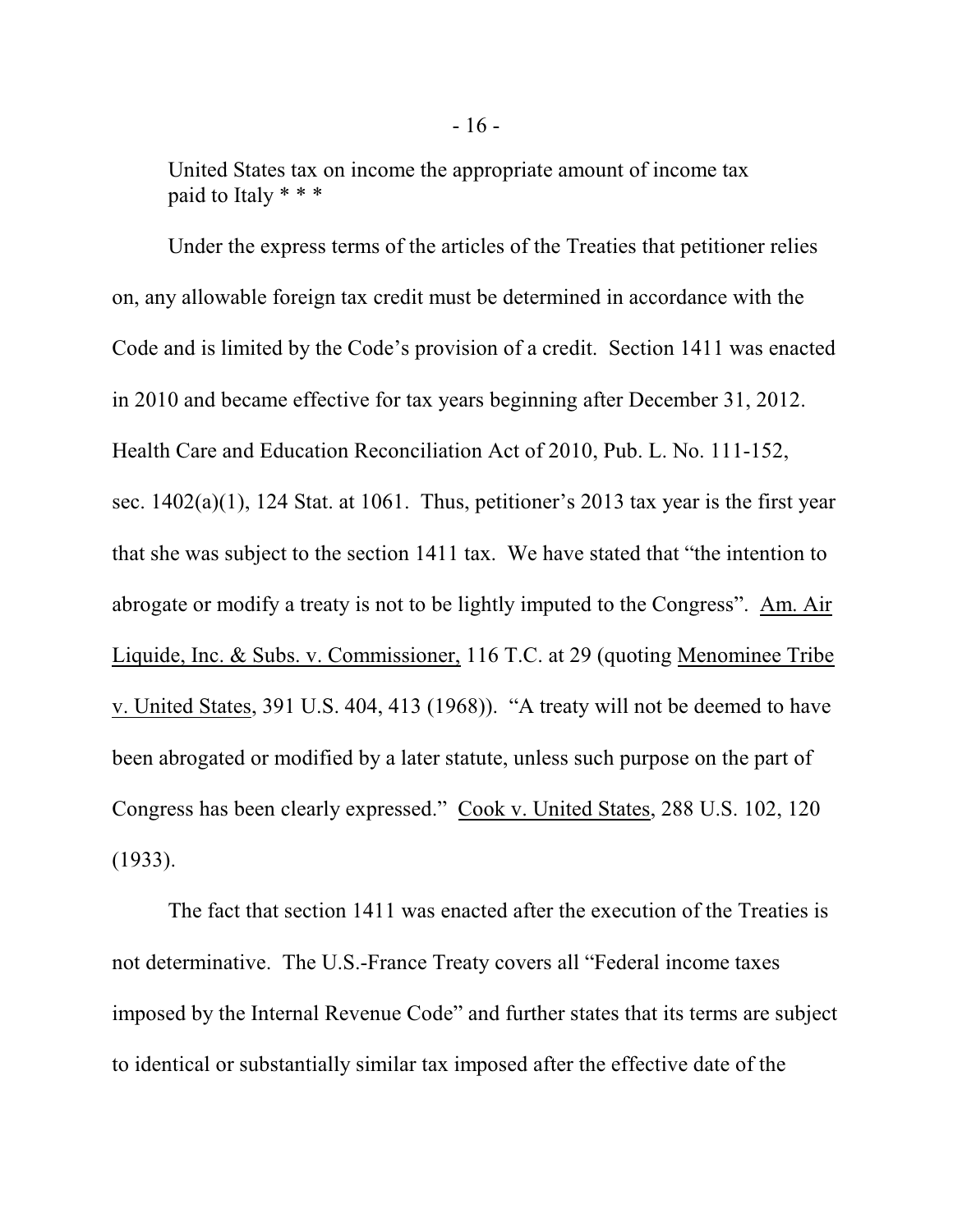> United States tax on income the appropriate amount of income tax paid to Italy * * *

Under the express terms of the articles of the Treaties that petitioner relies on, any allowable foreign tax credit must be determined in accordance with the Code and is limited by the Code's provision of a credit. Section 1411 was enacted in 2010 and became effective for tax years beginning after December 31, 2012. Health Care and Education Reconciliation Act of 2010, Pub. L. No. 111-152, sec. 1402(a)(1), 124 Stat. at 1061. Thus, petitioner's 2013 tax year is the first year that she was subject to the section 1411 tax. We have stated that "the intention to abrogate or modify a treaty is not to be lightly imputed to the Congress". Am. Air Liquide, Inc. & Subs. v. Commissioner, 116 T.C. at 29 (quoting Menominee Tribe v. United States, 391 U.S. 404, 413 (1968)). "A treaty will not be deemed to have been abrogated or modified by a later statute, unless such purpose on the part of Congress has been clearly expressed." Cook v. United States, 288 U.S. 102, 120 (1933).

The fact that section 1411 was enacted after the execution of the Treaties is not determinative. The U.S.-France Treaty covers all "Federal income taxes imposed by the Internal Revenue Code" and further states that its terms are subject to identical or substantially similar tax imposed after the effective date of the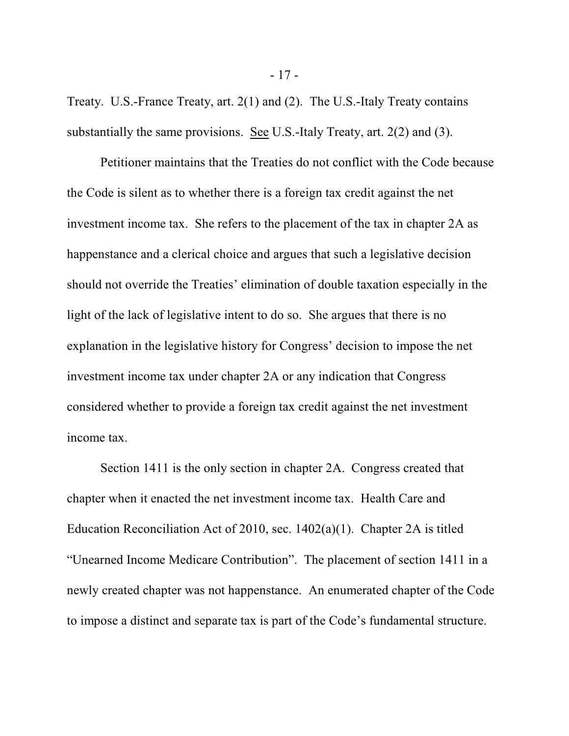Treaty. U.S.-France Treaty, art. 2(1) and (2). The U.S.-Italy Treaty contains substantially the same provisions. See U.S.-Italy Treaty, art. 2(2) and (3).

Petitioner maintains that the Treaties do not conflict with the Code because the Code is silent as to whether there is a foreign tax credit against the net investment income tax. She refers to the placement of the tax in chapter 2A as happenstance and a clerical choice and argues that such a legislative decision should not override the Treaties' elimination of double taxation especially in the light of the lack of legislative intent to do so. She argues that there is no explanation in the legislative history for Congress' decision to impose the net investment income tax under chapter 2A or any indication that Congress considered whether to provide a foreign tax credit against the net investment income tax.

Section 1411 is the only section in chapter 2A. Congress created that chapter when it enacted the net investment income tax. Health Care and Education Reconciliation Act of 2010, sec. 1402(a)(1). Chapter 2A is titled "Unearned Income Medicare Contribution". The placement of section 1411 in a newly created chapter was not happenstance. An enumerated chapter of the Code to impose a distinct and separate tax is part of the Code's fundamental structure.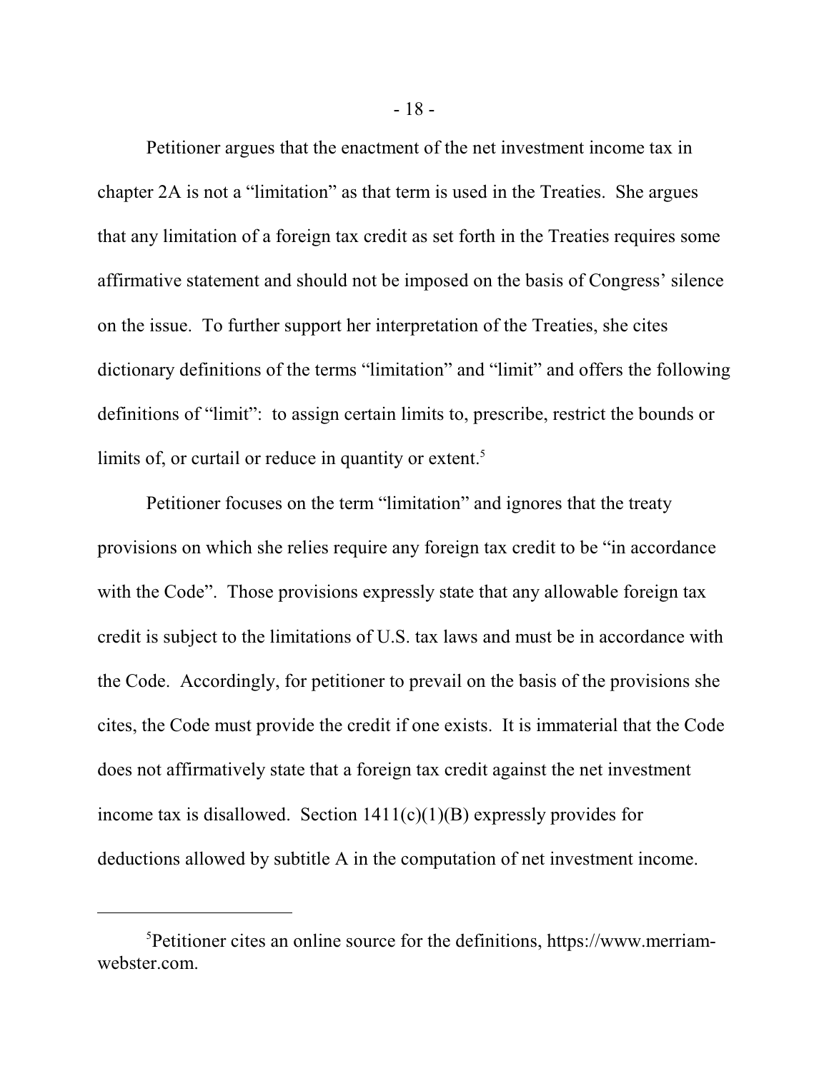Petitioner argues that the enactment of the net investment income tax in chapter 2A is not a "limitation" as that term is used in the Treaties. She argues that any limitation of a foreign tax credit as set forth in the Treaties requires some affirmative statement and should not be imposed on the basis of Congress' silence on the issue. To further support her interpretation of the Treaties, she cites dictionary definitions of the terms "limitation" and "limit" and offers the following definitions of "limit": to assign certain limits to, prescribe, restrict the bounds or limits of, or curtail or reduce in quantity or extent.[5]

Petitioner focuses on the term "limitation" and ignores that the treaty provisions on which she relies require any foreign tax credit to be "in accordance with the Code". Those provisions expressly state that any allowable foreign tax credit is subject to the limitations of U.S. tax laws and must be in accordance with the Code. Accordingly, for petitioner to prevail on the basis of the provisions she cites, the Code must provide the credit if one exists. It is immaterial that the Code does not affirmatively state that a foreign tax credit against the net investment income tax is disallowed. Section 1411(c)(1)(B) expressly provides for deductions allowed by subtitle A in the computation of net investment income.

---

[5]Petitioner cites an online source for the definitions, https://www.merriam-webster.com.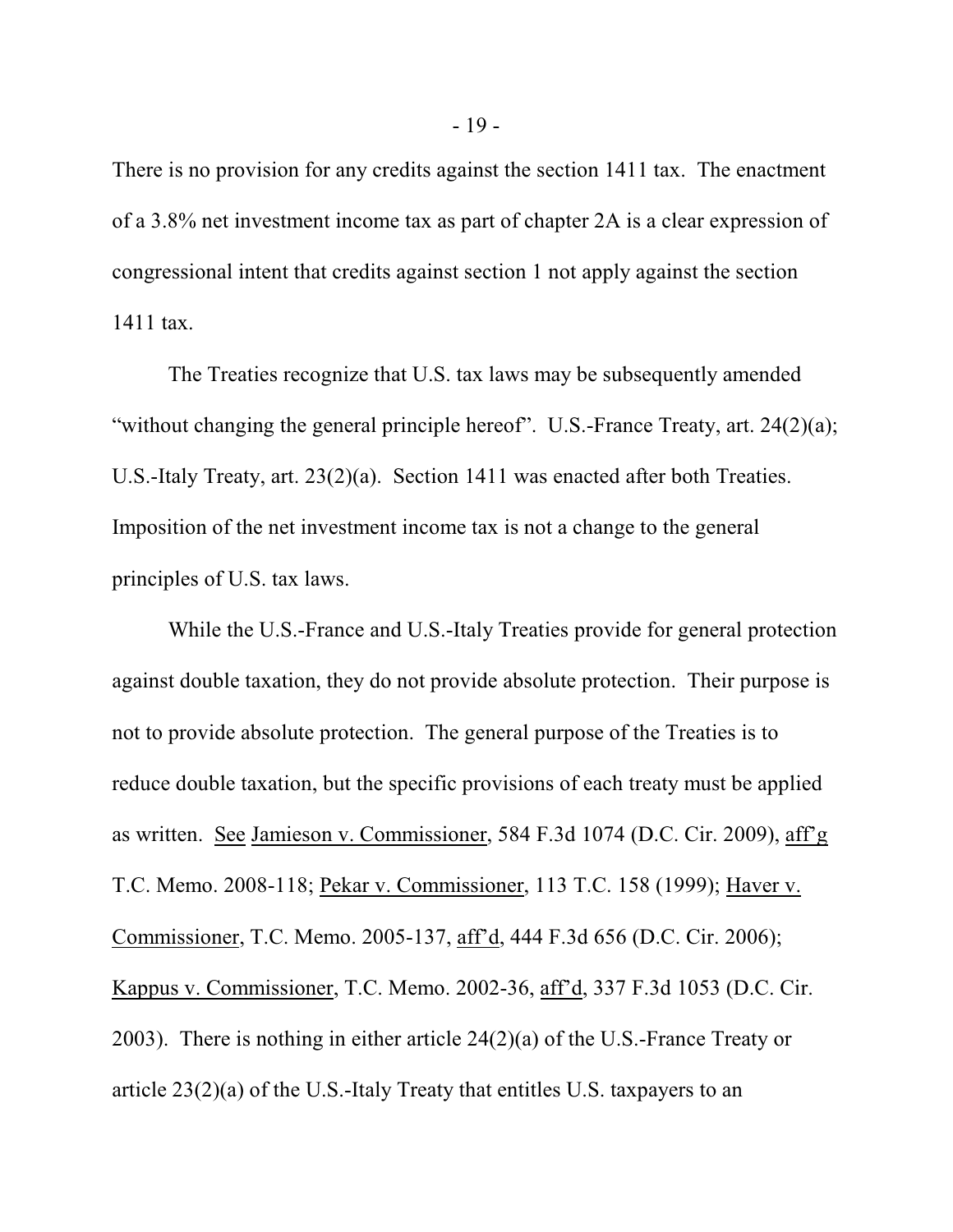There is no provision for any credits against the section 1411 tax. The enactment of a 3.8% net investment income tax as part of chapter 2A is a clear expression of congressional intent that credits against section 1 not apply against the section 1411 tax.

The Treaties recognize that U.S. tax laws may be subsequently amended "without changing the general principle hereof". U.S.-France Treaty, art. 24(2)(a); U.S.-Italy Treaty, art. 23(2)(a). Section 1411 was enacted after both Treaties. Imposition of the net investment income tax is not a change to the general principles of U.S. tax laws.

While the U.S.-France and U.S.-Italy Treaties provide for general protection against double taxation, they do not provide absolute protection. Their purpose is not to provide absolute protection. The general purpose of the Treaties is to reduce double taxation, but the specific provisions of each treaty must be applied as written. See Jamieson v. Commissioner, 584 F.3d 1074 (D.C. Cir. 2009), aff'g T.C. Memo. 2008-118; Pekar v. Commissioner, 113 T.C. 158 (1999); Haver v. Commissioner, T.C. Memo. 2005-137, aff'd, 444 F.3d 656 (D.C. Cir. 2006); Kappus v. Commissioner, T.C. Memo. 2002-36, aff'd, 337 F.3d 1053 (D.C. Cir. 2003). There is nothing in either article 24(2)(a) of the U.S.-France Treaty or article 23(2)(a) of the U.S.-Italy Treaty that entitles U.S. taxpayers to an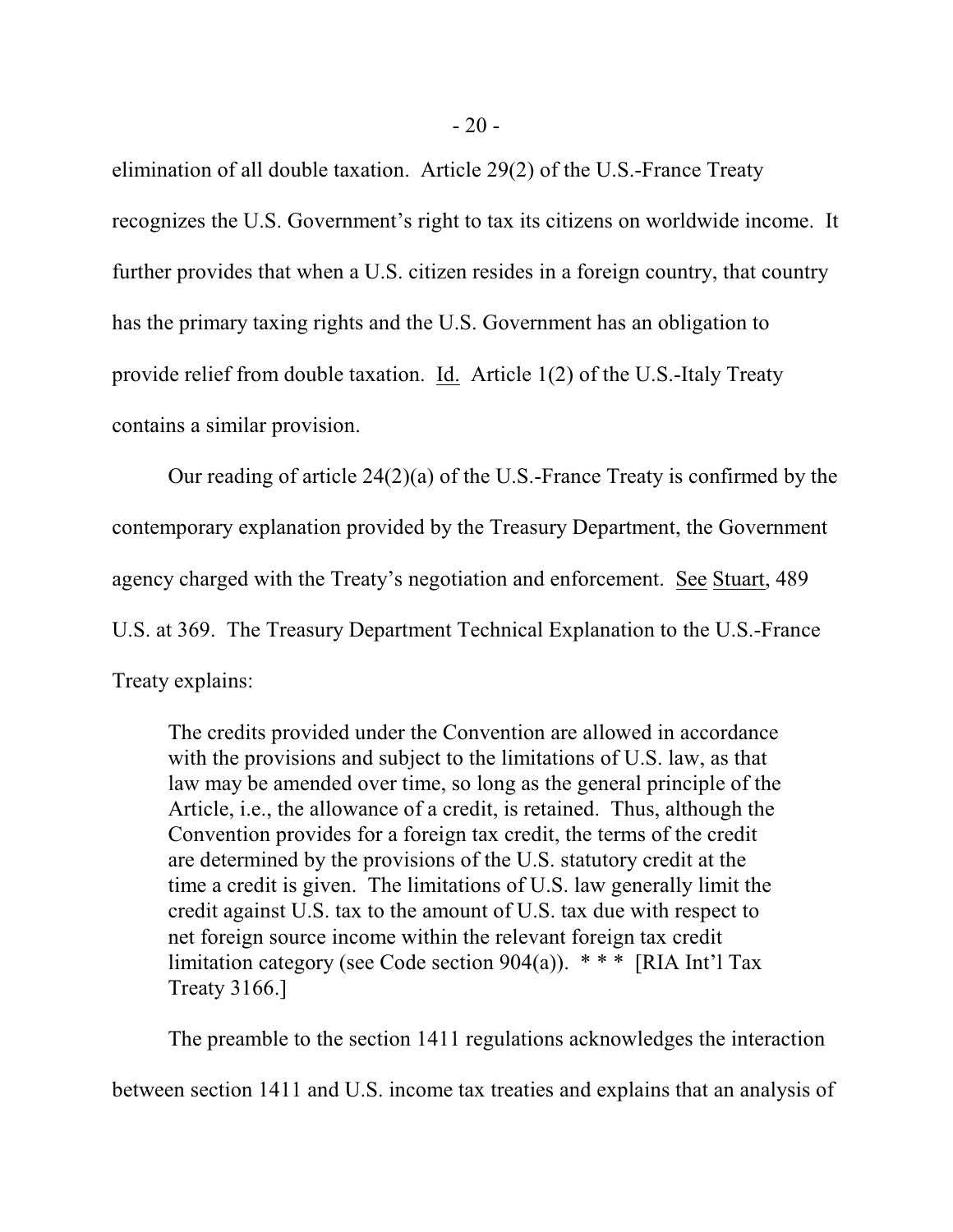elimination of all double taxation. Article 29(2) of the U.S.-France Treaty recognizes the U.S. Government's right to tax its citizens on worldwide income. It further provides that when a U.S. citizen resides in a foreign country, that country has the primary taxing rights and the U.S. Government has an obligation to provide relief from double taxation. Id. Article 1(2) of the U.S.-Italy Treaty contains a similar provision.

Our reading of article 24(2)(a) of the U.S.-France Treaty is confirmed by the contemporary explanation provided by the Treasury Department, the Government agency charged with the Treaty's negotiation and enforcement. See Stuart, 489 U.S. at 369. The Treasury Department Technical Explanation to the U.S.-France Treaty explains:

> The credits provided under the Convention are allowed in accordance with the provisions and subject to the limitations of U.S. law, as that law may be amended over time, so long as the general principle of the Article, i.e., the allowance of a credit, is retained. Thus, although the Convention provides for a foreign tax credit, the terms of the credit are determined by the provisions of the U.S. statutory credit at the time a credit is given. The limitations of U.S. law generally limit the credit against U.S. tax to the amount of U.S. tax due with respect to net foreign source income within the relevant foreign tax credit limitation category (see Code section 904(a)). * * * [RIA Int'l Tax Treaty 3166.]

The preamble to the section 1411 regulations acknowledges the interaction between section 1411 and U.S. income tax treaties and explains that an analysis of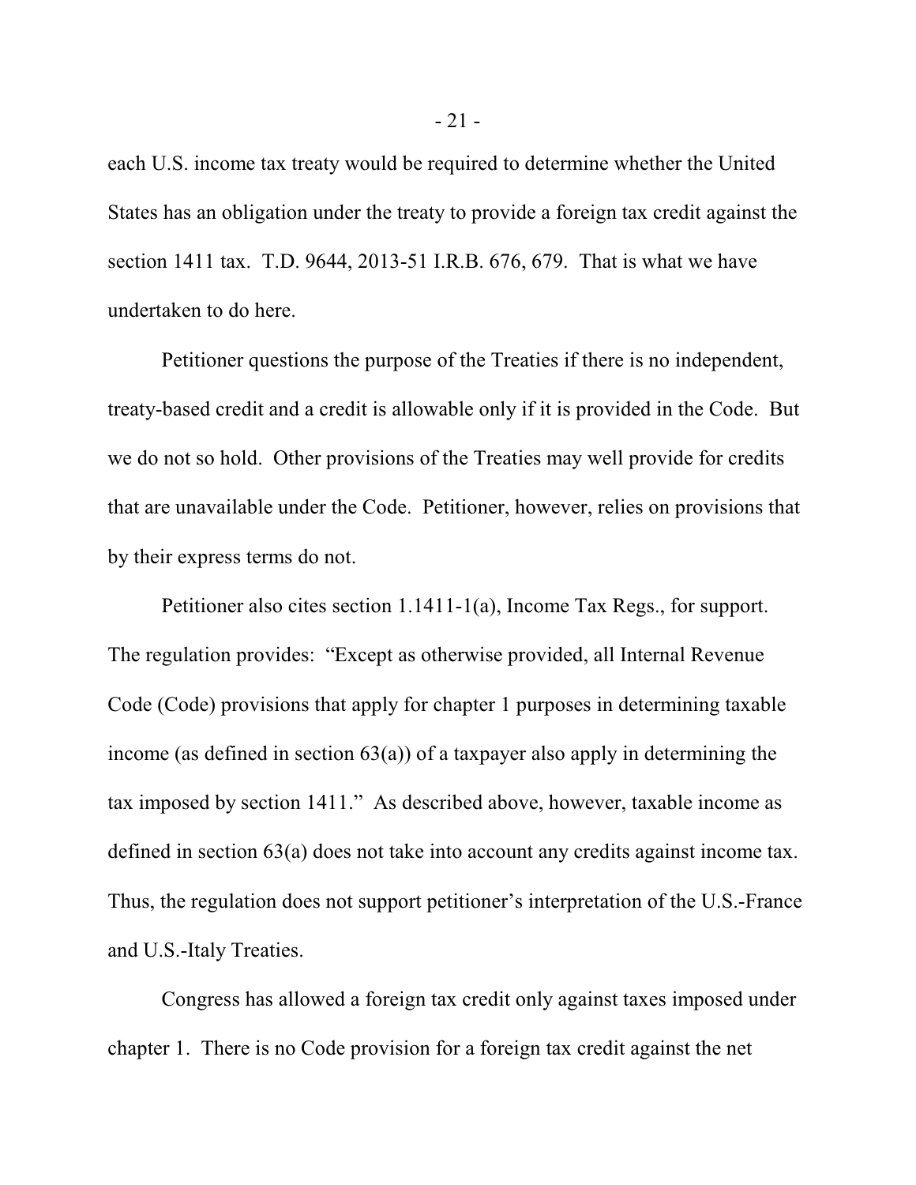each U.S. income tax treaty would be required to determine whether the United States has an obligation under the treaty to provide a foreign tax credit against the section 1411 tax. T.D. 9644, 2013-51 I.R.B. 676, 679. That is what we have undertaken to do here.

Petitioner questions the purpose of the Treaties if there is no independent, treaty-based credit and a credit is allowable only if it is provided in the Code. But we do not so hold. Other provisions of the Treaties may well provide for credits that are unavailable under the Code. Petitioner, however, relies on provisions that by their express terms do not.

Petitioner also cites section 1.1411-1(a), Income Tax Regs., for support. The regulation provides: "Except as otherwise provided, all Internal Revenue Code (Code) provisions that apply for chapter 1 purposes in determining taxable income (as defined in section 63(a)) of a taxpayer also apply in determining the tax imposed by section 1411." As described above, however, taxable income as defined in section 63(a) does not take into account any credits against income tax. Thus, the regulation does not support petitioner's interpretation of the U.S.-France and U.S.-Italy Treaties.

Congress has allowed a foreign tax credit only against taxes imposed under chapter 1. There is no Code provision for a foreign tax credit against the net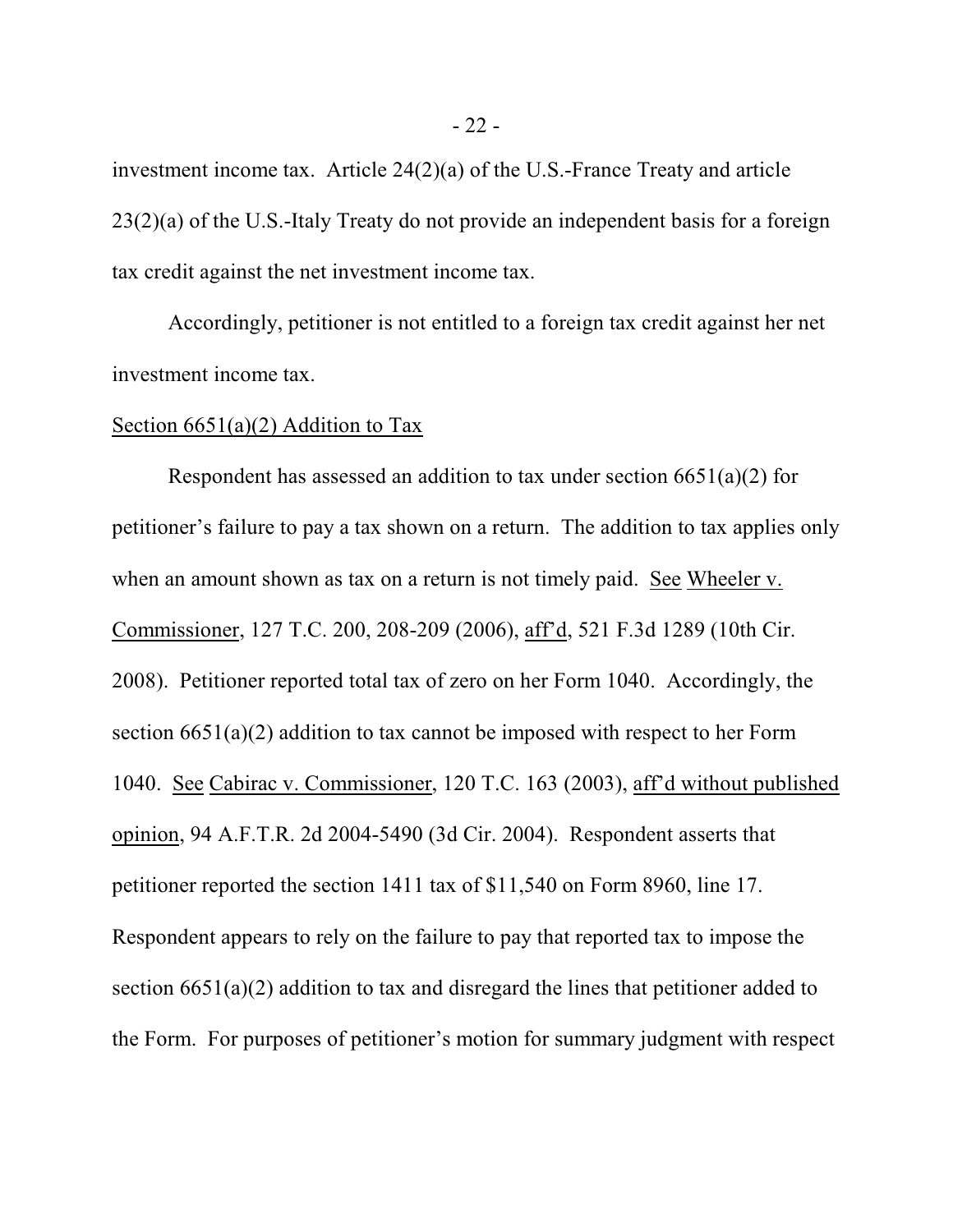investment income tax. Article 24(2)(a) of the U.S.-France Treaty and article 23(2)(a) of the U.S.-Italy Treaty do not provide an independent basis for a foreign tax credit against the net investment income tax.

Accordingly, petitioner is not entitled to a foreign tax credit against her net investment income tax.

Section 6651(a)(2) Addition to Tax

Respondent has assessed an addition to tax under section 6651(a)(2) for petitioner's failure to pay a tax shown on a return. The addition to tax applies only when an amount shown as tax on a return is not timely paid. See Wheeler v. Commissioner, 127 T.C. 200, 208-209 (2006), aff'd, 521 F.3d 1289 (10th Cir. 2008). Petitioner reported total tax of zero on her Form 1040. Accordingly, the section 6651(a)(2) addition to tax cannot be imposed with respect to her Form 1040. See Cabirac v. Commissioner, 120 T.C. 163 (2003), aff'd without published opinion, 94 A.F.T.R. 2d 2004-5490 (3d Cir. 2004). Respondent asserts that petitioner reported the section 1411 tax of $11,540 on Form 8960, line 17. Respondent appears to rely on the failure to pay that reported tax to impose the section 6651(a)(2) addition to tax and disregard the lines that petitioner added to the Form. For purposes of petitioner's motion for summary judgment with respect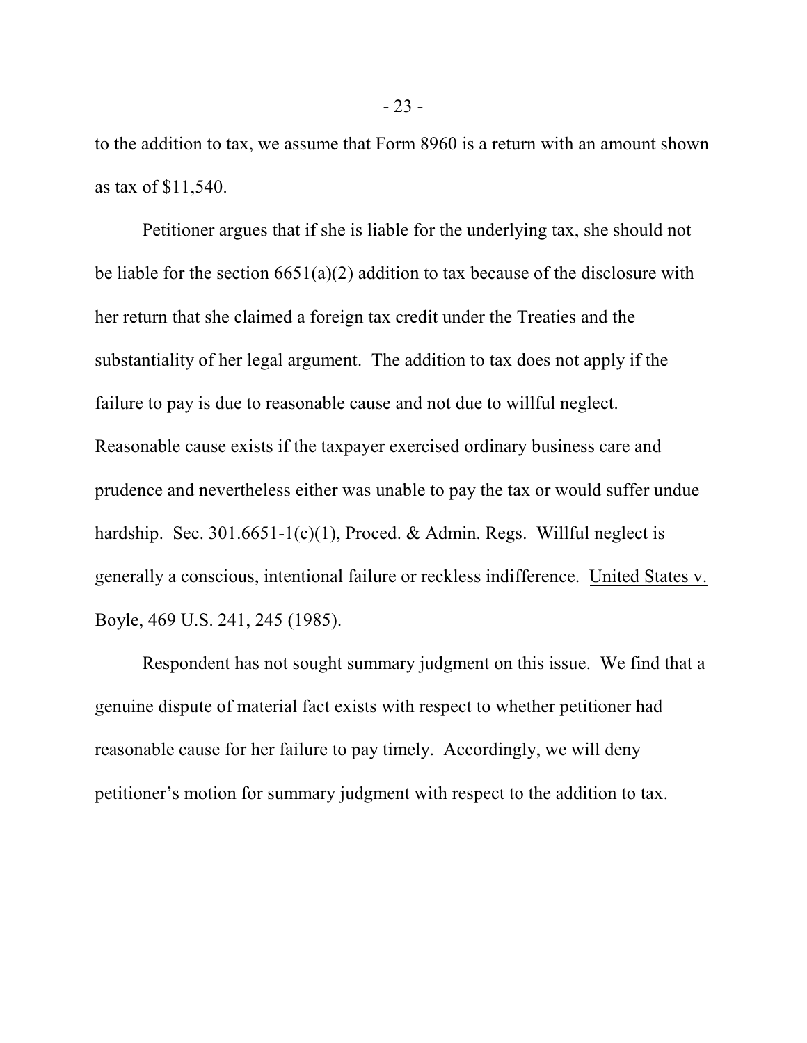to the addition to tax, we assume that Form 8960 is a return with an amount shown as tax of $11,540.

Petitioner argues that if she is liable for the underlying tax, she should not be liable for the section 6651(a)(2) addition to tax because of the disclosure with her return that she claimed a foreign tax credit under the Treaties and the substantiality of her legal argument. The addition to tax does not apply if the failure to pay is due to reasonable cause and not due to willful neglect. Reasonable cause exists if the taxpayer exercised ordinary business care and prudence and nevertheless either was unable to pay the tax or would suffer undue hardship. Sec. 301.6651-1(c)(1), Proced. & Admin. Regs. Willful neglect is generally a conscious, intentional failure or reckless indifference. United States v. Boyle, 469 U.S. 241, 245 (1985).

Respondent has not sought summary judgment on this issue. We find that a genuine dispute of material fact exists with respect to whether petitioner had reasonable cause for her failure to pay timely. Accordingly, we will deny petitioner's motion for summary judgment with respect to the addition to tax.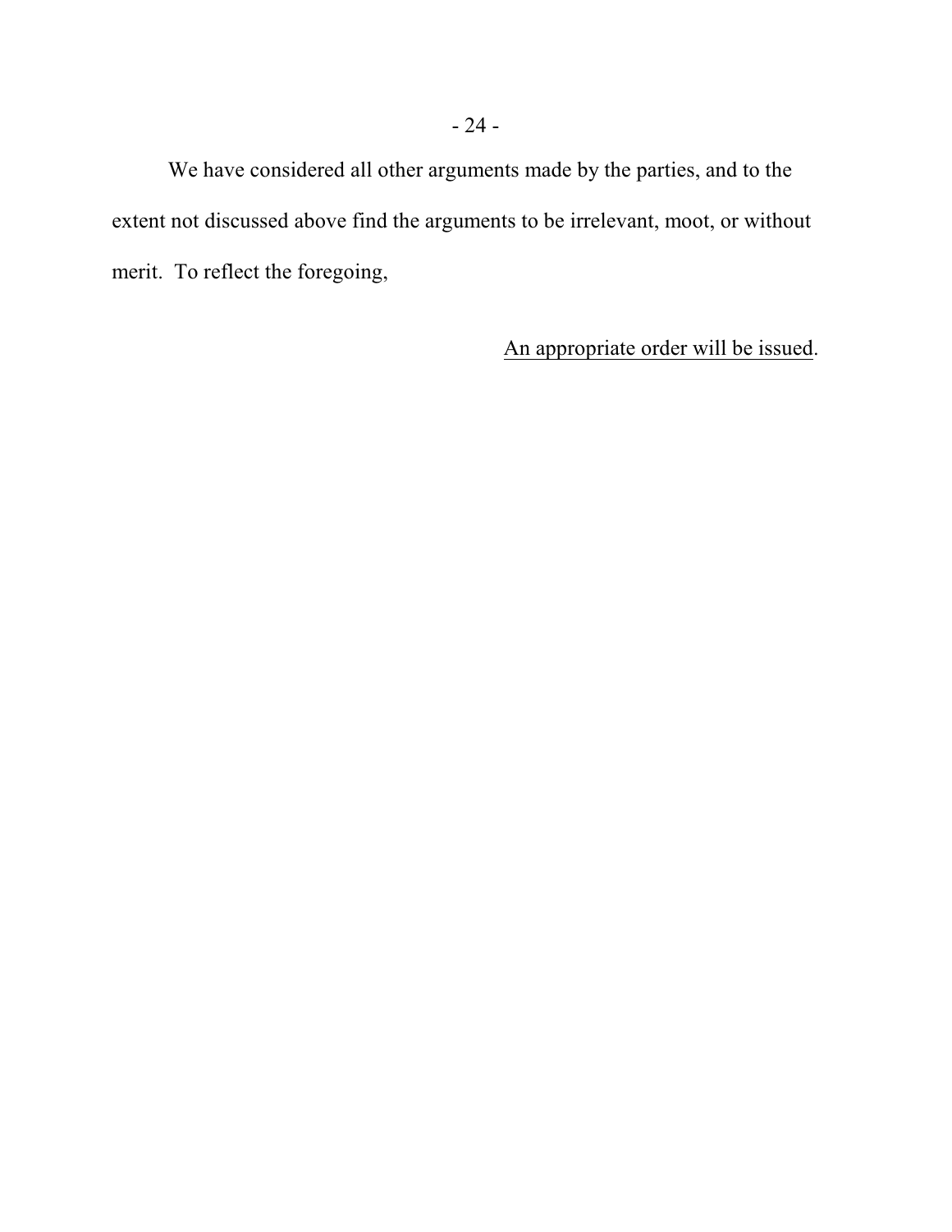We have considered all other arguments made by the parties, and to the extent not discussed above find the arguments to be irrelevant, moot, or without merit. To reflect the foregoing,

An appropriate order will be issued.